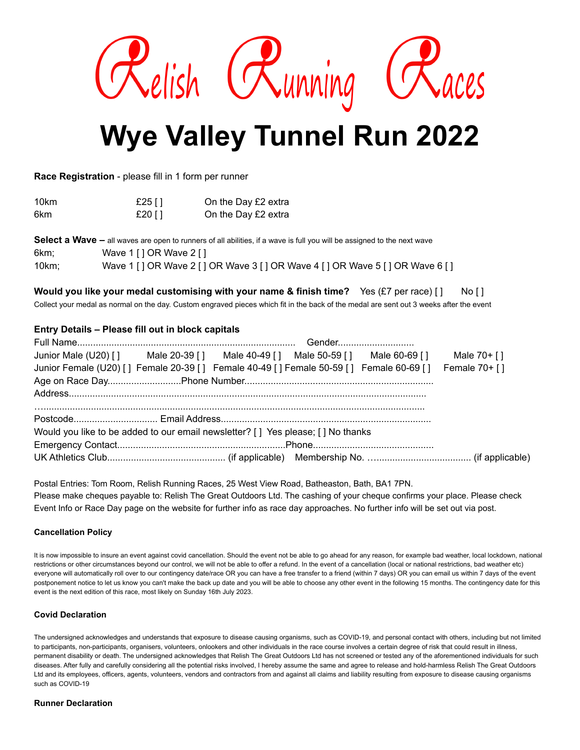# Relish Running Races

# Wye Valley Tunnel Run 2022

**Race Registration** - please fill in 1 form per runner

| | | |
|---|---|---|
| 10km | £25 [ ] | On the Day £2 extra |
| 6km | £20 [ ] | On the Day £2 extra |

**Select a Wave –** all waves are open to runners of all abilities, if a wave is full you will be assigned to the next wave

6km; Wave 1 [ ] OR Wave 2 [ ]

10km; Wave 1 [ ] OR Wave 2 [ ] OR Wave 3 [ ] OR Wave 4 [ ] OR Wave 5 [ ] OR Wave 6 [ ]

**Would you like your medal customising with your name & finish time?** Yes (£7 per race) [ ] No [ ]

Collect your medal as normal on the day. Custom engraved pieces which fit in the back of the medal are sent out 3 weeks after the event

**Entry Details – Please fill out in block capitals**

Full Name.................................................................................. Gender............................

Junior Male (U20) [ ] Male 20-39 [ ] Male 40-49 [ ] Male 50-59 [ ] Male 60-69 [ ] Male 70+ [ ]

Junior Female (U20) [ ] Female 20-39 [ ] Female 40-49 [ ] Female 50-59 [ ] Female 60-69 [ ] Female 70+ [ ]

Age on Race Day...........................Phone Number.......................................................................

Address......................................................................................................................................

…..............................................................................................................................................

Postcode............................... Email Address...............................................................................

Would you like to be added to our email newsletter? [ ] Yes please; [ ] No thanks

Emergency Contact...............................................................Phone.............................................

UK Athletics Club............................................ (if applicable) Membership No. …................................... (if applicable)

Postal Entries: Tom Room, Relish Running Races, 25 West View Road, Batheaston, Bath, BA1 7PN.
Please make cheques payable to: Relish The Great Outdoors Ltd. The cashing of your cheque confirms your place. Please check Event Info or Race Day page on the website for further info as race day approaches. No further info will be set out via post.

#### Cancellation Policy

It is now impossible to insure an event against covid cancellation. Should the event not be able to go ahead for any reason, for example bad weather, local lockdown, national restrictions or other circumstances beyond our control, we will not be able to offer a refund. In the event of a cancellation (local or national restrictions, bad weather etc) everyone will automatically roll over to our contingency date/race OR you can have a free transfer to a friend (within 7 days) OR you can email us within 7 days of the event postponement notice to let us know you can't make the back up date and you will be able to choose any other event in the following 15 months. The contingency date for this event is the next edition of this race, most likely on Sunday 16th July 2023.

#### Covid Declaration

The undersigned acknowledges and understands that exposure to disease causing organisms, such as COVID-19, and personal contact with others, including but not limited to participants, non-participants, organisers, volunteers, onlookers and other individuals in the race course involves a certain degree of risk that could result in illness, permanent disability or death. The undersigned acknowledges that Relish The Great Outdoors Ltd has not screened or tested any of the aforementioned individuals for such diseases. After fully and carefully considering all the potential risks involved, I hereby assume the same and agree to release and hold-harmless Relish The Great Outdoors Ltd and its employees, officers, agents, volunteers, vendors and contractors from and against all claims and liability resulting from exposure to disease causing organisms such as COVID-19

#### Runner Declaration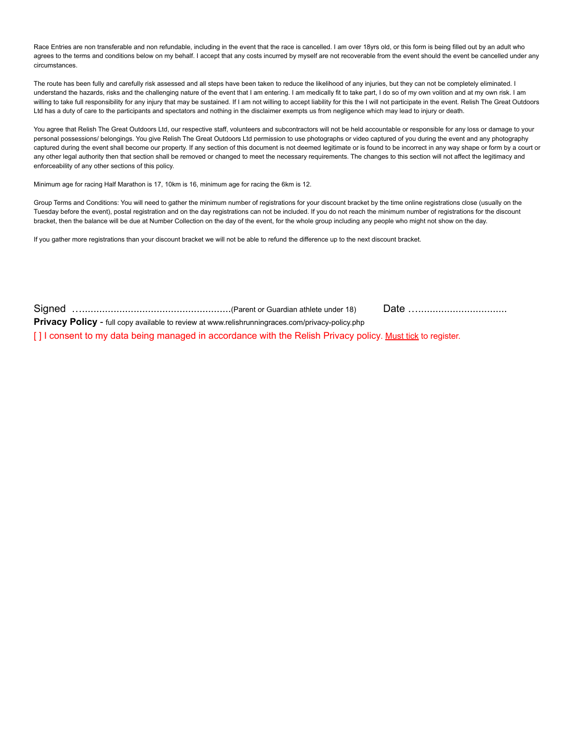Race Entries are non transferable and non refundable, including in the event that the race is cancelled. I am over 18yrs old, or this form is being filled out by an adult who agrees to the terms and conditions below on my behalf. I accept that any costs incurred by myself are not recoverable from the event should the event be cancelled under any circumstances.

The route has been fully and carefully risk assessed and all steps have been taken to reduce the likelihood of any injuries, but they can not be completely eliminated. I understand the hazards, risks and the challenging nature of the event that I am entering. I am medically fit to take part, I do so of my own volition and at my own risk. I am willing to take full responsibility for any injury that may be sustained. If I am not willing to accept liability for this the I will not participate in the event. Relish The Great Outdoors Ltd has a duty of care to the participants and spectators and nothing in the disclaimer exempts us from negligence which may lead to injury or death.

You agree that Relish The Great Outdoors Ltd, our respective staff, volunteers and subcontractors will not be held accountable or responsible for any loss or damage to your personal possessions/ belongings. You give Relish The Great Outdoors Ltd permission to use photographs or video captured of you during the event and any photography captured during the event shall become our property. If any section of this document is not deemed legitimate or is found to be incorrect in any way shape or form by a court or any other legal authority then that section shall be removed or changed to meet the necessary requirements. The changes to this section will not affect the legitimacy and enforceability of any other sections of this policy.

Minimum age for racing Half Marathon is 17, 10km is 16, minimum age for racing the 6km is 12.

Group Terms and Conditions: You will need to gather the minimum number of registrations for your discount bracket by the time online registrations close (usually on the Tuesday before the event), postal registration and on the day registrations can not be included. If you do not reach the minimum number of registrations for the discount bracket, then the balance will be due at Number Collection on the day of the event, for the whole group including any people who might not show on the day.

If you gather more registrations than your discount bracket we will not be able to refund the difference up to the next discount bracket.

Signed ……………………………………………….(Parent or Guardian athlete under 18) Date ……………………………

**Privacy Policy** - full copy available to review at www.relishrunningraces.com/privacy-policy.php

[ ] I consent to my data being managed in accordance with the Relish Privacy policy. Must tick to register.